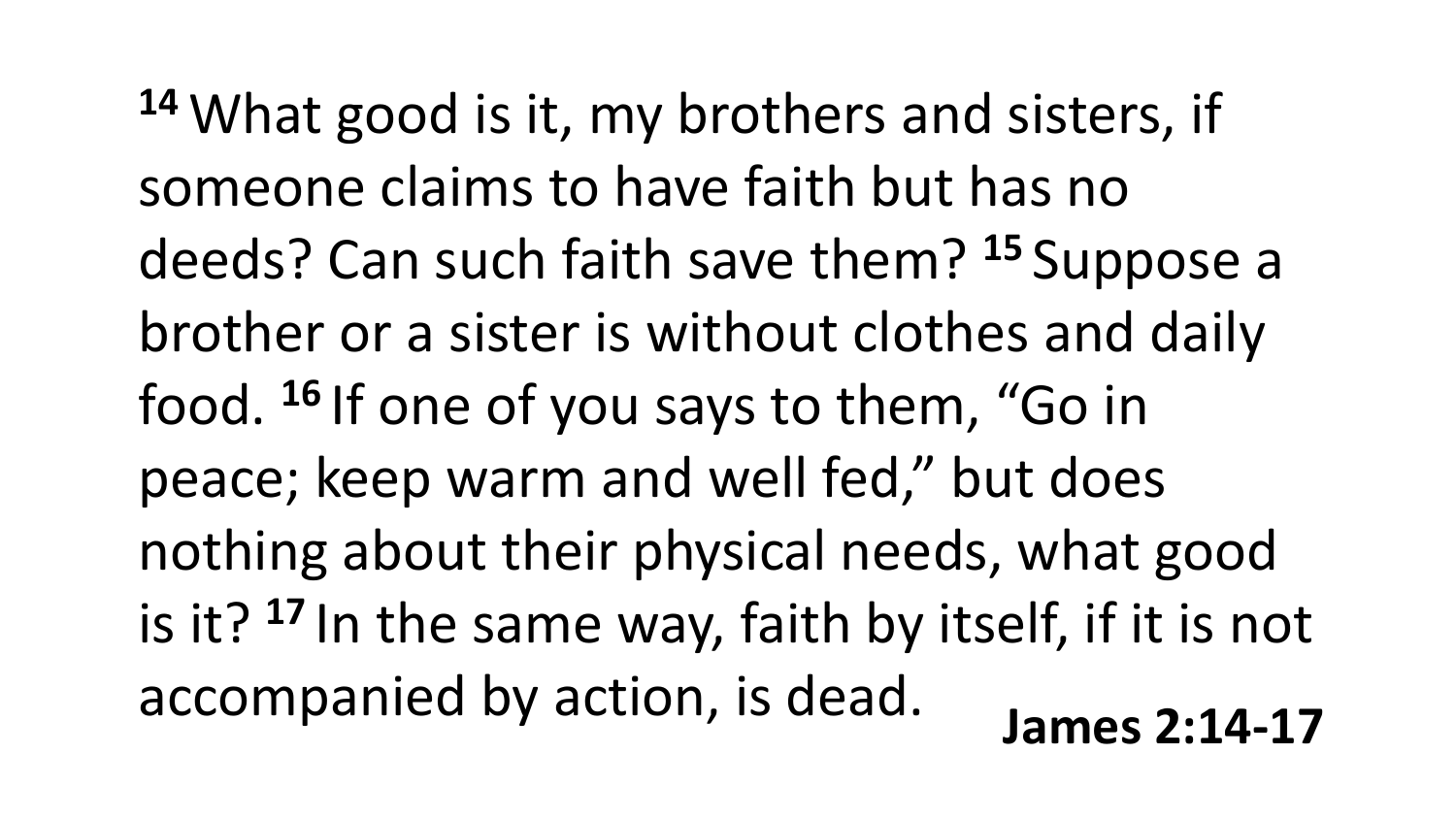**14** What good is it, my brothers and sisters, if someone claims to have faith but has no deeds? Can such faith save them? **15** Suppose a brother or a sister is without clothes and daily food. **16** If one of you says to them, “Go in peace; keep warm and well fed,” but does nothing about their physical needs, what good is it? **17** In the same way, faith by itself, if it is not accompanied by action, is dead.

**James 2:14-17**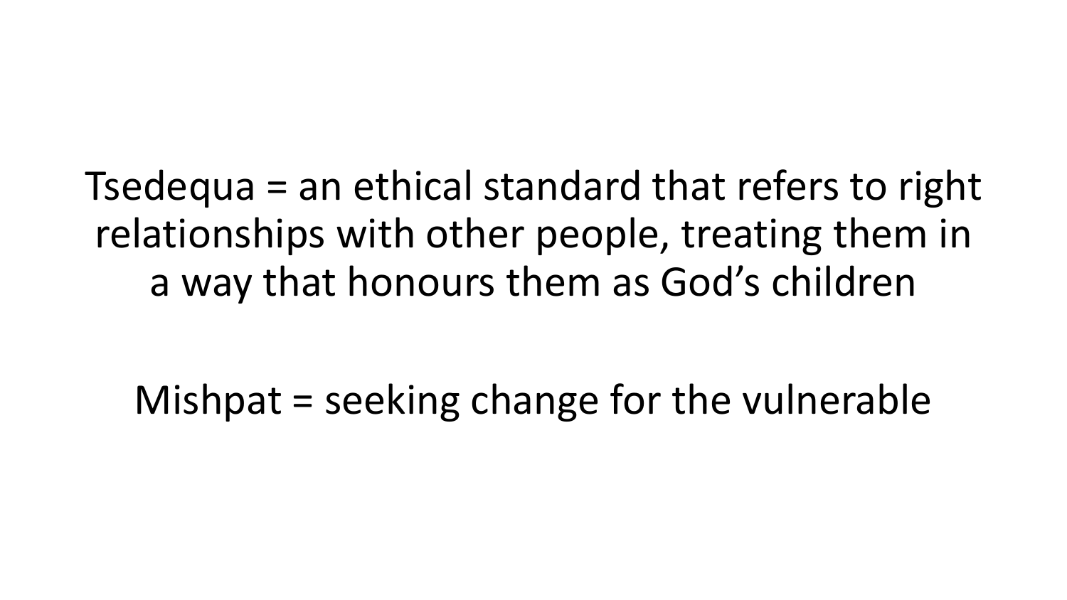Tsedequa = an ethical standard that refers to right relationships with other people, treating them in a way that honours them as God's children

Mishpat = seeking change for the vulnerable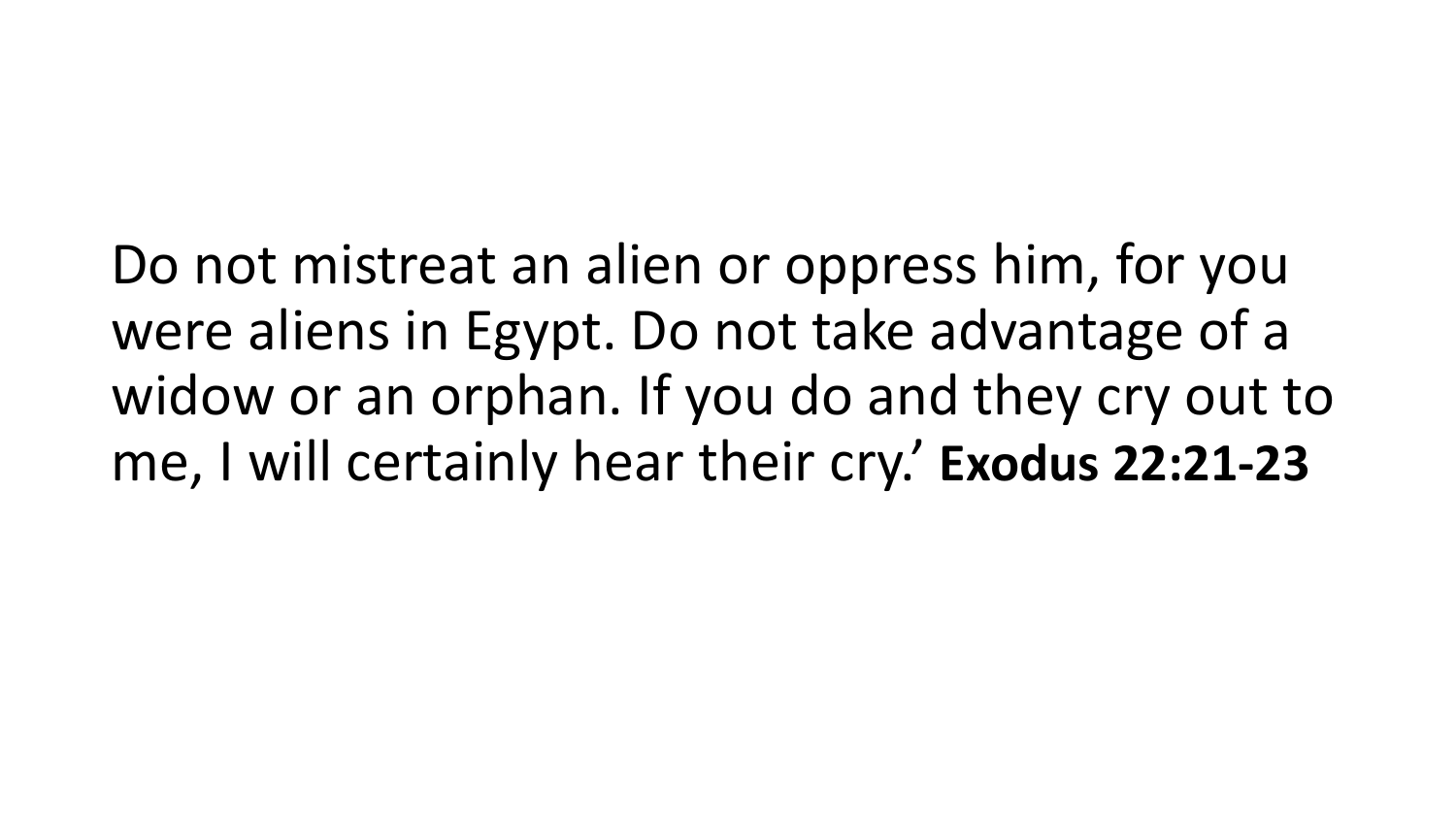Do not mistreat an alien or oppress him, for you were aliens in Egypt. Do not take advantage of a widow or an orphan. If you do and they cry out to me, I will certainly hear their cry.’ **Exodus 22:21-23**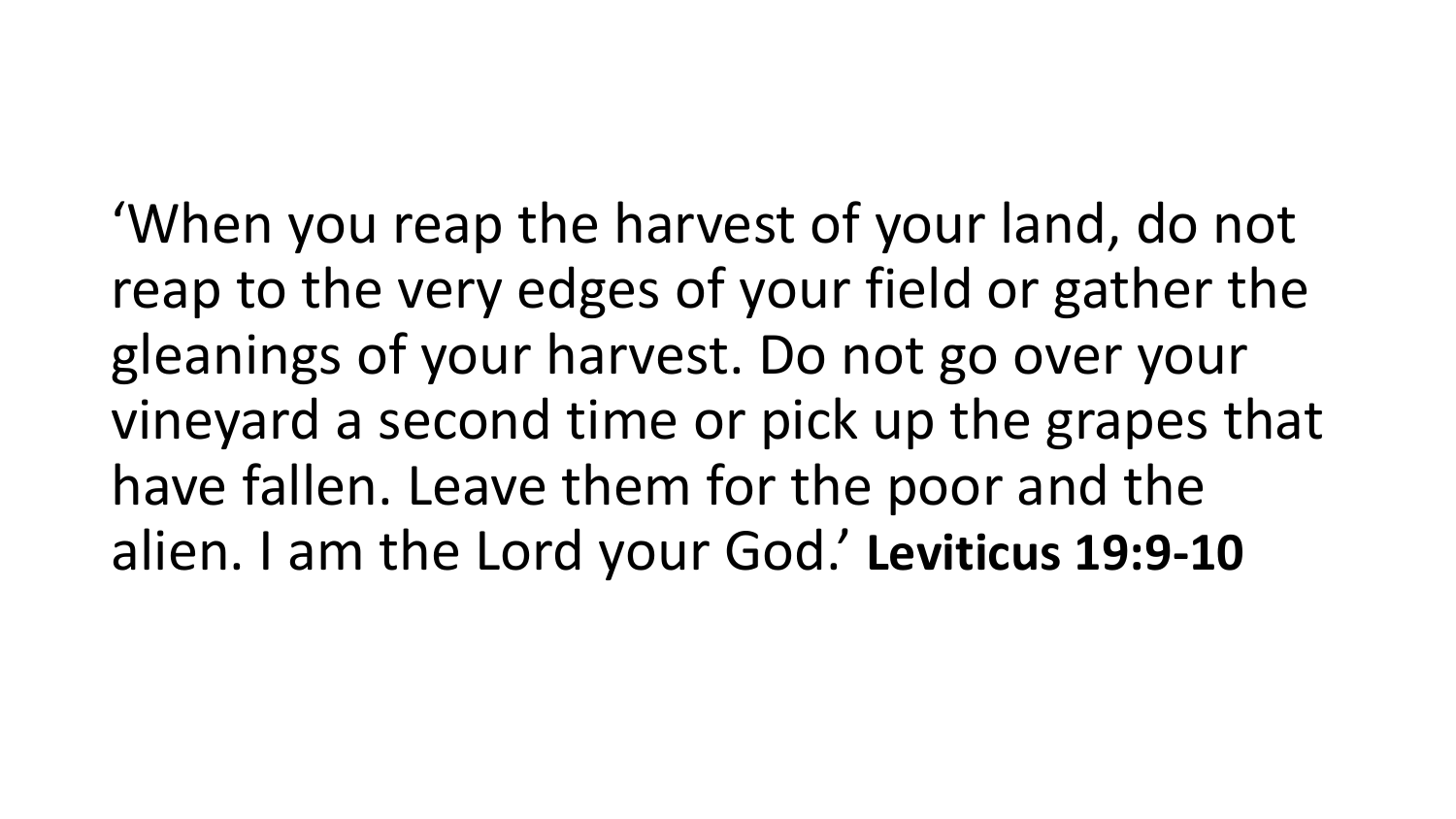‘When you reap the harvest of your land, do not reap to the very edges of your field or gather the gleanings of your harvest. Do not go over your vineyard a second time or pick up the grapes that have fallen. Leave them for the poor and the alien. I am the Lord your God.’ **Leviticus 19:9-10**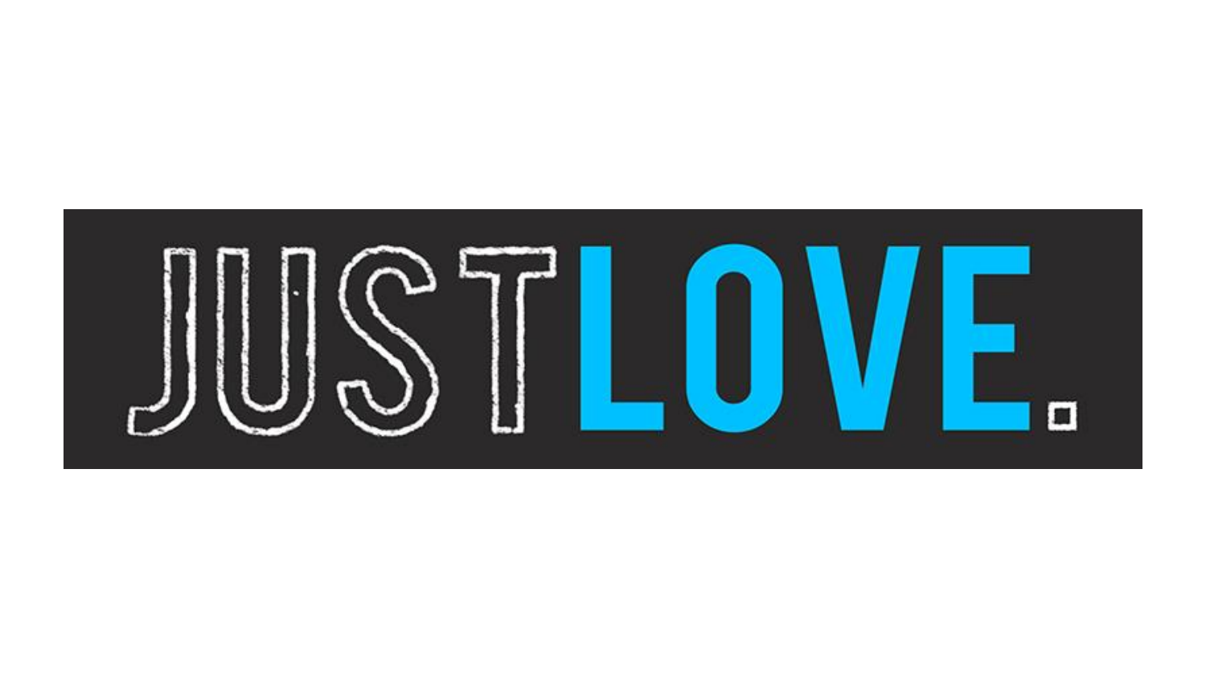JUSTLOVE.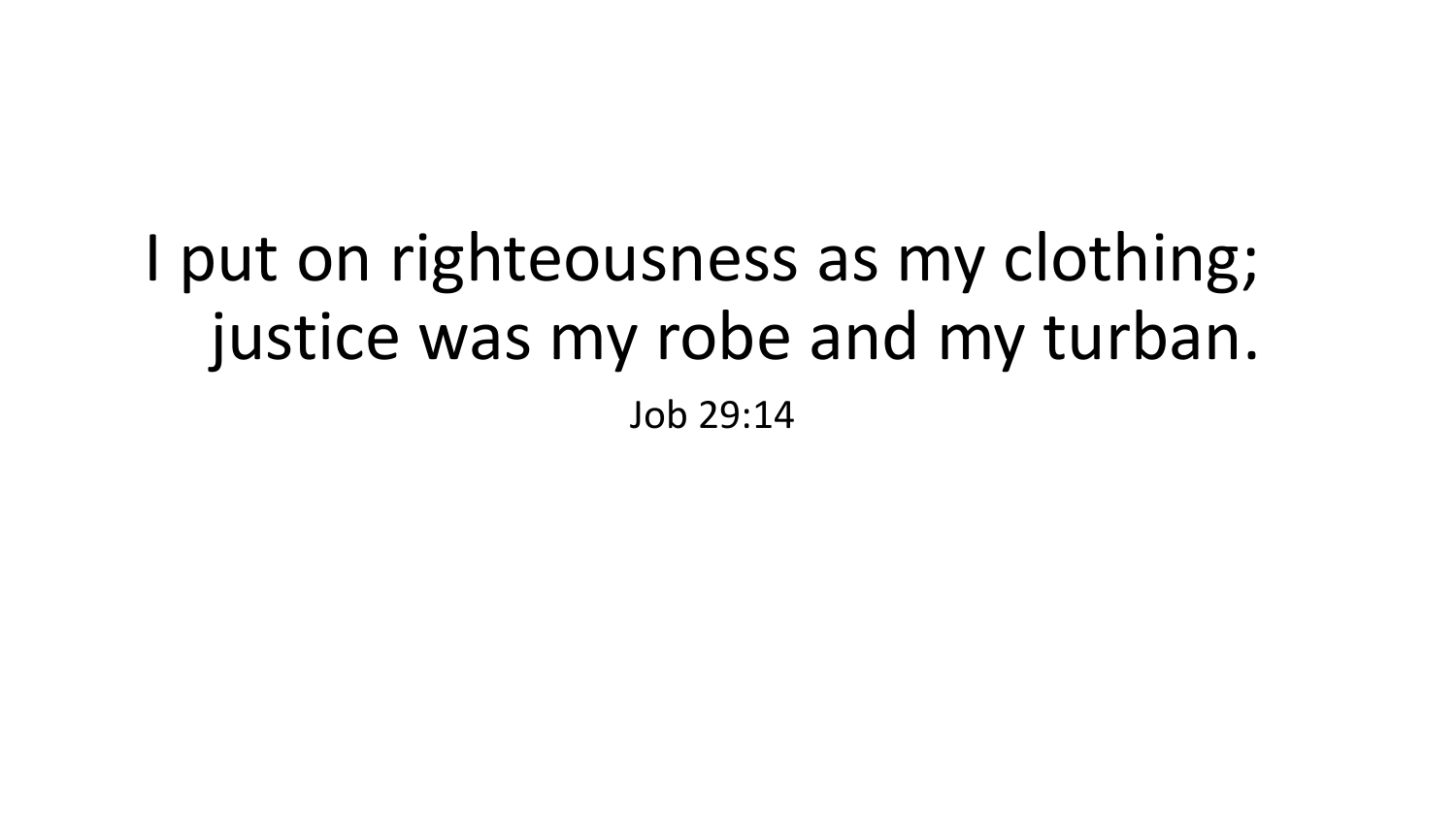I put on righteousness as my clothing;
justice was my robe and my turban.

Job 29:14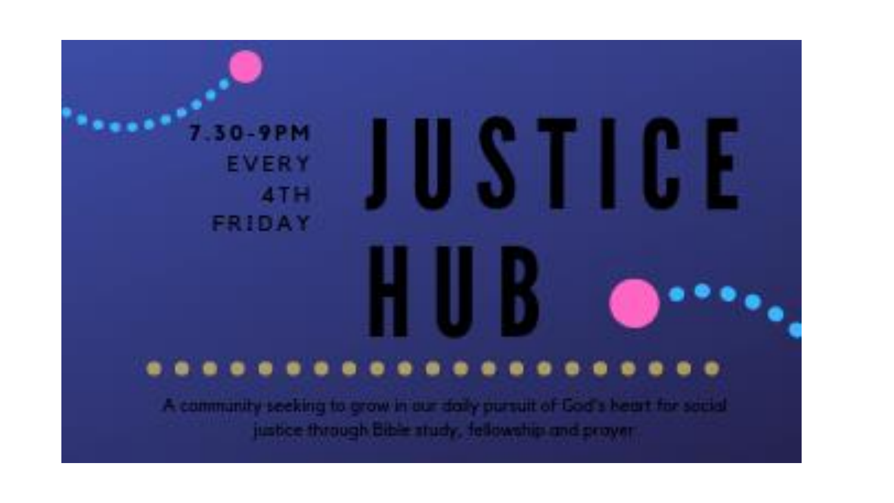7.30-9PM
EVERY
4TH
FRIDAY

# JUSTICE HUB

A community seeking to grow in our daily pursuit of God's heart for social justice through Bible study, fellowship and prayer.